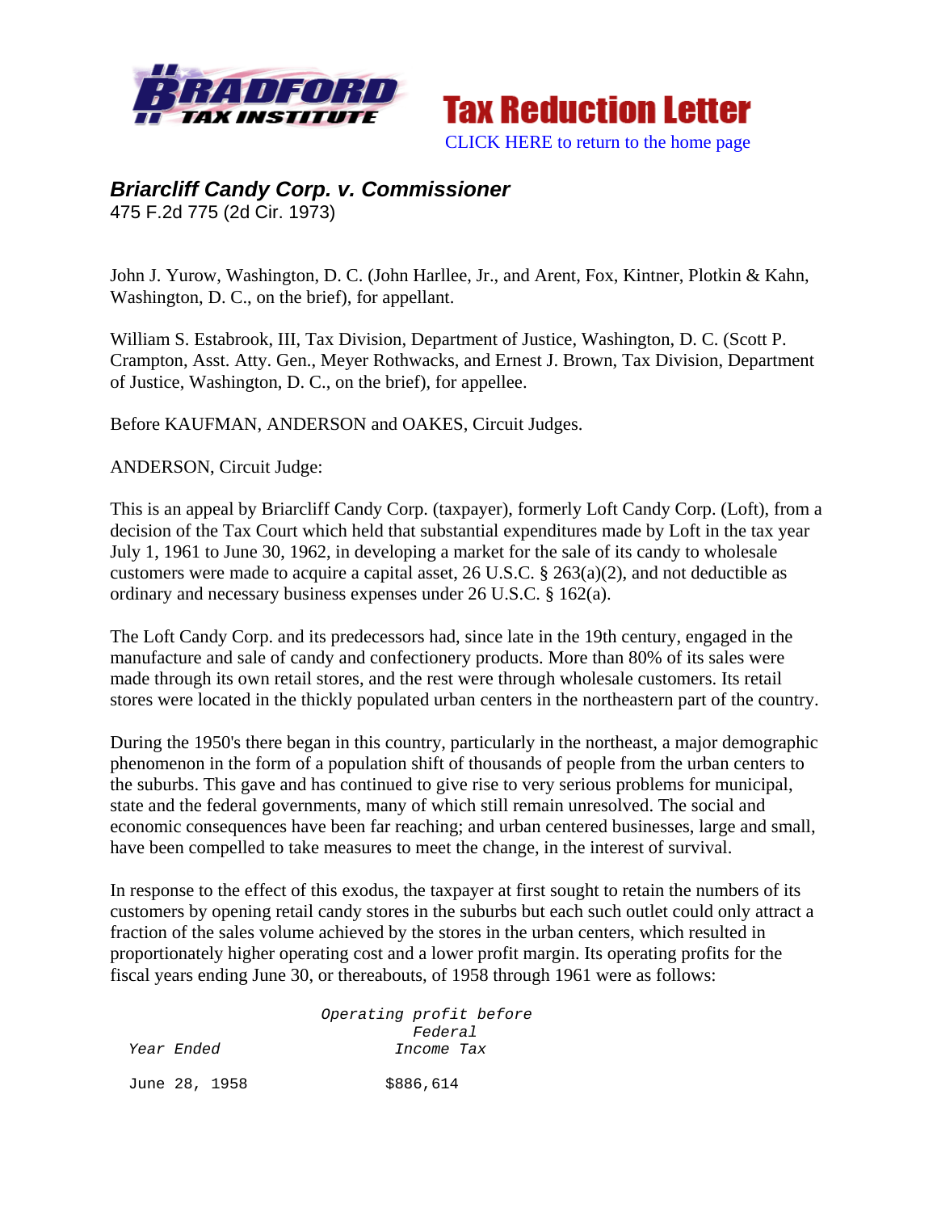Tax Reduction Letter

CLICK HERE to return to the home page

## *Briarcliff Candy Corp. v. Commissioner*

475 F.2d 775 (2d Cir. 1973)

John J. Yurow, Washington, D. C. (John Harllee, Jr., and Arent, Fox, Kintner, Plotkin & Kahn, Washington, D. C., on the brief), for appellant.

William S. Estabrook, III, Tax Division, Department of Justice, Washington, D. C. (Scott P. Crampton, Asst. Atty. Gen., Meyer Rothwacks, and Ernest J. Brown, Tax Division, Department of Justice, Washington, D. C., on the brief), for appellee.

Before KAUFMAN, ANDERSON and OAKES, Circuit Judges.

ANDERSON, Circuit Judge:

This is an appeal by Briarcliff Candy Corp. (taxpayer), formerly Loft Candy Corp. (Loft), from a decision of the Tax Court which held that substantial expenditures made by Loft in the tax year July 1, 1961 to June 30, 1962, in developing a market for the sale of its candy to wholesale customers were made to acquire a capital asset, 26 U.S.C. § 263(a)(2), and not deductible as ordinary and necessary business expenses under 26 U.S.C. § 162(a).

The Loft Candy Corp. and its predecessors had, since late in the 19th century, engaged in the manufacture and sale of candy and confectionery products. More than 80% of its sales were made through its own retail stores, and the rest were through wholesale customers. Its retail stores were located in the thickly populated urban centers in the northeastern part of the country.

During the 1950's there began in this country, particularly in the northeast, a major demographic phenomenon in the form of a population shift of thousands of people from the urban centers to the suburbs. This gave and has continued to give rise to very serious problems for municipal, state and the federal governments, many of which still remain unresolved. The social and economic consequences have been far reaching; and urban centered businesses, large and small, have been compelled to take measures to meet the change, in the interest of survival.

In response to the effect of this exodus, the taxpayer at first sought to retain the numbers of its customers by opening retail candy stores in the suburbs but each such outlet could only attract a fraction of the sales volume achieved by the stores in the urban centers, which resulted in proportionately higher operating cost and a lower profit margin. Its operating profits for the fiscal years ending June 30, or thereabouts, of 1958 through 1961 were as follows:

| Year Ended | Operating profit before Federal Income Tax |
|---|---|
| June 28, 1958 | $886,614 |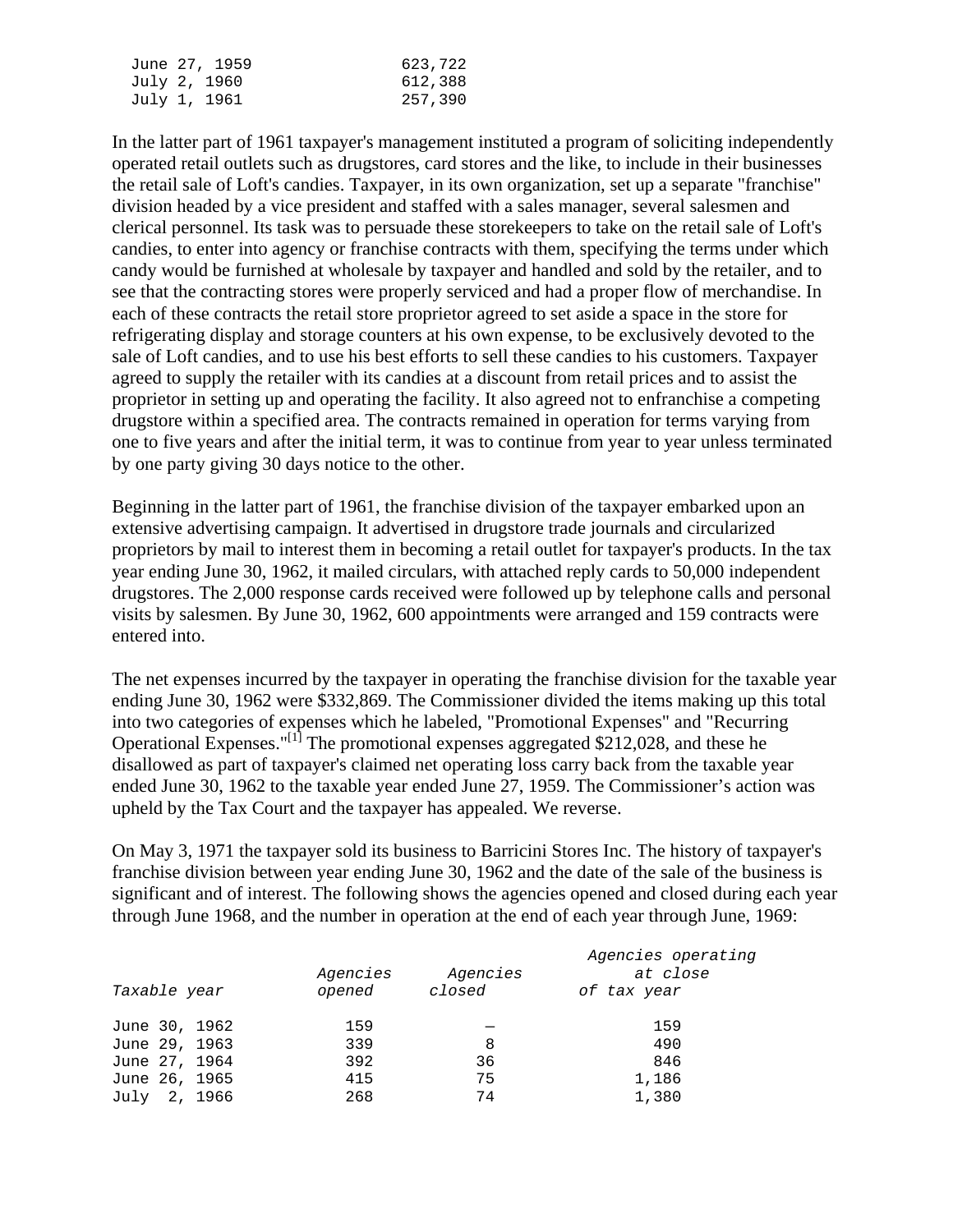| | |
|---|---|
| June 27, 1959 | 623,722 |
| July 2, 1960 | 612,388 |
| July 1, 1961 | 257,390 |

In the latter part of 1961 taxpayer's management instituted a program of soliciting independently operated retail outlets such as drugstores, card stores and the like, to include in their businesses the retail sale of Loft's candies. Taxpayer, in its own organization, set up a separate "franchise" division headed by a vice president and staffed with a sales manager, several salesmen and clerical personnel. Its task was to persuade these storekeepers to take on the retail sale of Loft's candies, to enter into agency or franchise contracts with them, specifying the terms under which candy would be furnished at wholesale by taxpayer and handled and sold by the retailer, and to see that the contracting stores were properly serviced and had a proper flow of merchandise. In each of these contracts the retail store proprietor agreed to set aside a space in the store for refrigerating display and storage counters at his own expense, to be exclusively devoted to the sale of Loft candies, and to use his best efforts to sell these candies to his customers. Taxpayer agreed to supply the retailer with its candies at a discount from retail prices and to assist the proprietor in setting up and operating the facility. It also agreed not to enfranchise a competing drugstore within a specified area. The contracts remained in operation for terms varying from one to five years and after the initial term, it was to continue from year to year unless terminated by one party giving 30 days notice to the other.

Beginning in the latter part of 1961, the franchise division of the taxpayer embarked upon an extensive advertising campaign. It advertised in drugstore trade journals and circularized proprietors by mail to interest them in becoming a retail outlet for taxpayer's products. In the tax year ending June 30, 1962, it mailed circulars, with attached reply cards to 50,000 independent drugstores. The 2,000 response cards received were followed up by telephone calls and personal visits by salesmen. By June 30, 1962, 600 appointments were arranged and 159 contracts were entered into.

The net expenses incurred by the taxpayer in operating the franchise division for the taxable year ending June 30, 1962 were $332,869. The Commissioner divided the items making up this total into two categories of expenses which he labeled, "Promotional Expenses" and "Recurring Operational Expenses."[1] The promotional expenses aggregated $212,028, and these he disallowed as part of taxpayer's claimed net operating loss carry back from the taxable year ended June 30, 1962 to the taxable year ended June 27, 1959. The Commissioner's action was upheld by the Tax Court and the taxpayer has appealed. We reverse.

On May 3, 1971 the taxpayer sold its business to Barricini Stores Inc. The history of taxpayer's franchise division between year ending June 30, 1962 and the date of the sale of the business is significant and of interest. The following shows the agencies opened and closed during each year through June 1968, and the number in operation at the end of each year through June, 1969:

| *Taxable year* | *Agencies opened* | *Agencies closed* | *Agencies operating at close of tax year* |
|---|---|---|---|
| June 30, 1962 | 159 | — | 159 |
| June 29, 1963 | 339 | 8 | 490 |
| June 27, 1964 | 392 | 36 | 846 |
| June 26, 1965 | 415 | 75 | 1,186 |
| July 2, 1966 | 268 | 74 | 1,380 |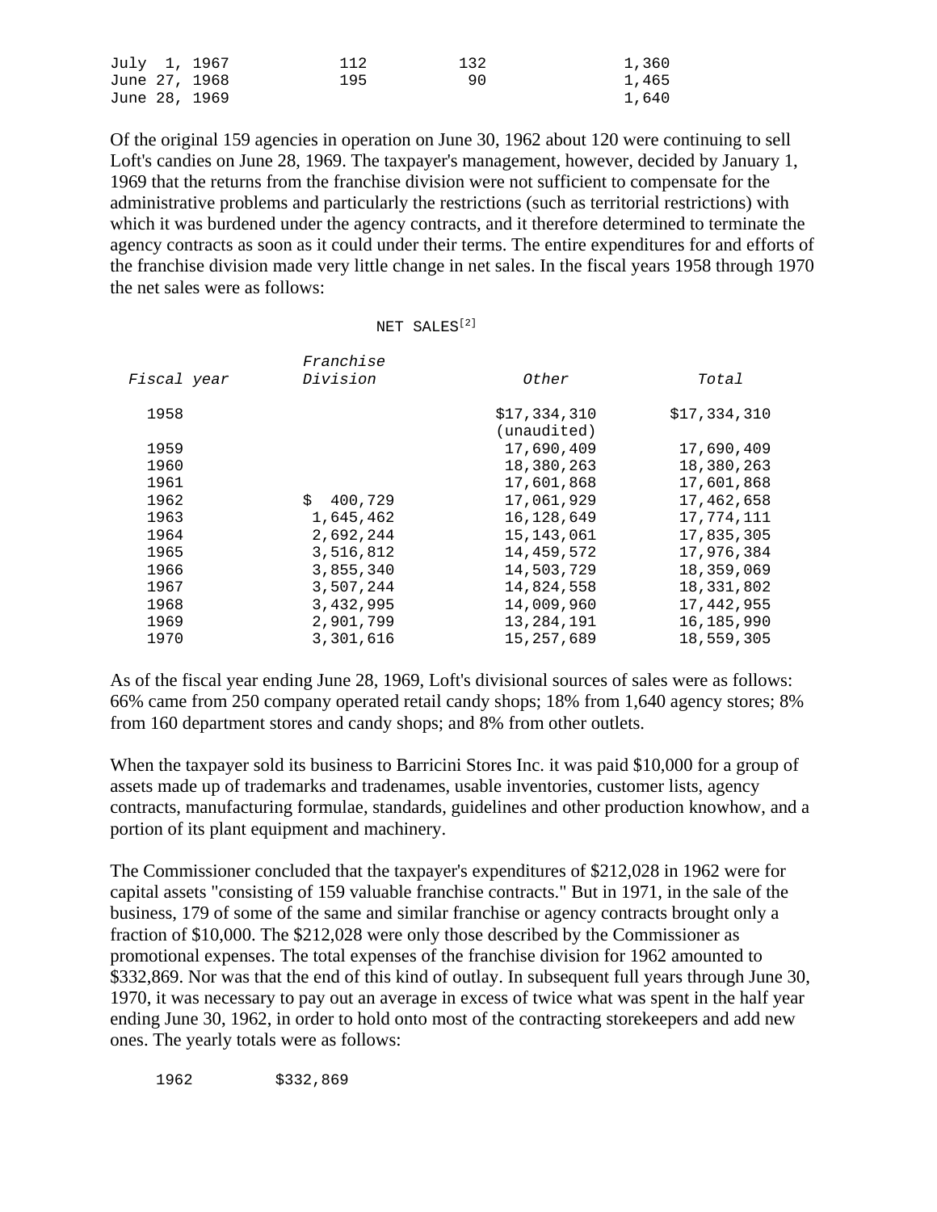| | | | |
|---|---|---|---|
| July 1, 1967 | 112 | 132 | 1,360 |
| June 27, 1968 | 195 | 90 | 1,465 |
| June 28, 1969 | | | 1,640 |

Of the original 159 agencies in operation on June 30, 1962 about 120 were continuing to sell Loft's candies on June 28, 1969. The taxpayer's management, however, decided by January 1, 1969 that the returns from the franchise division were not sufficient to compensate for the administrative problems and particularly the restrictions (such as territorial restrictions) with which it was burdened under the agency contracts, and it therefore determined to terminate the agency contracts as soon as it could under their terms. The entire expenditures for and efforts of the franchise division made very little change in net sales. In the fiscal years 1958 through 1970 the net sales were as follows:

NET SALES[2]

| *Fiscal year* | *Franchise Division* | *Other* | *Total* |
|---|---|---|---|
| 1958 | | $17,334,310 (unaudited) | $17,334,310 |
| 1959 | | 17,690,409 | 17,690,409 |
| 1960 | | 18,380,263 | 18,380,263 |
| 1961 | | 17,601,868 | 17,601,868 |
| 1962 | $ 400,729 | 17,061,929 | 17,462,658 |
| 1963 | 1,645,462 | 16,128,649 | 17,774,111 |
| 1964 | 2,692,244 | 15,143,061 | 17,835,305 |
| 1965 | 3,516,812 | 14,459,572 | 17,976,384 |
| 1966 | 3,855,340 | 14,503,729 | 18,359,069 |
| 1967 | 3,507,244 | 14,824,558 | 18,331,802 |
| 1968 | 3,432,995 | 14,009,960 | 17,442,955 |
| 1969 | 2,901,799 | 13,284,191 | 16,185,990 |
| 1970 | 3,301,616 | 15,257,689 | 18,559,305 |

As of the fiscal year ending June 28, 1969, Loft's divisional sources of sales were as follows: 66% came from 250 company operated retail candy shops; 18% from 1,640 agency stores; 8% from 160 department stores and candy shops; and 8% from other outlets.

When the taxpayer sold its business to Barricini Stores Inc. it was paid $10,000 for a group of assets made up of trademarks and tradenames, usable inventories, customer lists, agency contracts, manufacturing formulae, standards, guidelines and other production knowhow, and a portion of its plant equipment and machinery.

The Commissioner concluded that the taxpayer's expenditures of $212,028 in 1962 were for capital assets "consisting of 159 valuable franchise contracts." But in 1971, in the sale of the business, 179 of some of the same and similar franchise or agency contracts brought only a fraction of $10,000. The $212,028 were only those described by the Commissioner as promotional expenses. The total expenses of the franchise division for 1962 amounted to $332,869. Nor was that the end of this kind of outlay. In subsequent full years through June 30, 1970, it was necessary to pay out an average in excess of twice what was spent in the half year ending June 30, 1962, in order to hold onto most of the contracting storekeepers and add new ones. The yearly totals were as follows:

| | |
|---|---|
| 1962 | $332,869 |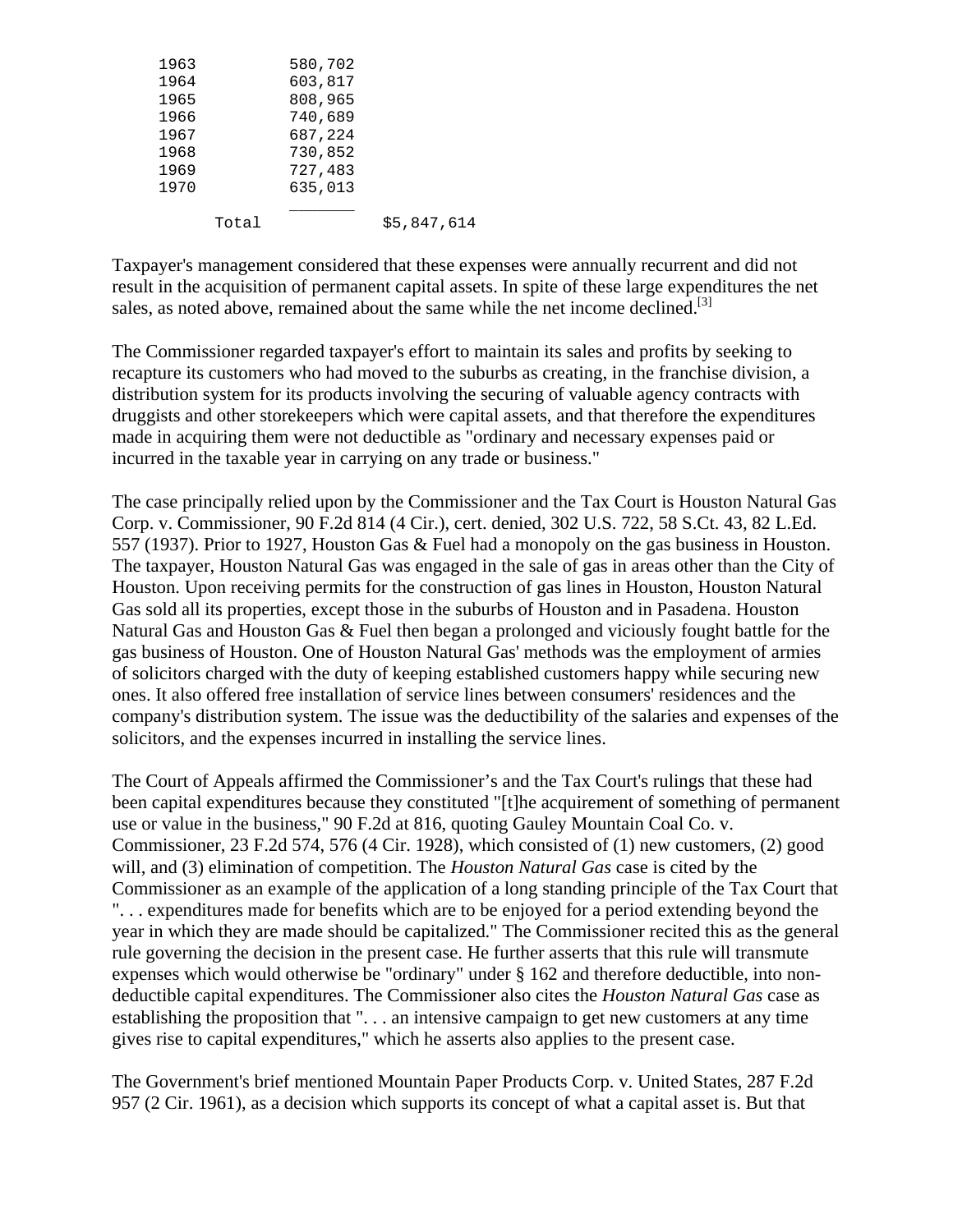| | | |
|---|---|---|
| 1963 | 580,702 | |
| 1964 | 603,817 | |
| 1965 | 808,965 | |
| 1966 | 740,689 | |
| 1967 | 687,224 | |
| 1968 | 730,852 | |
| 1969 | 727,483 | |
| 1970 | 635,013 | |
| Total | | $5,847,614 |

Taxpayer's management considered that these expenses were annually recurrent and did not result in the acquisition of permanent capital assets. In spite of these large expenditures the net sales, as noted above, remained about the same while the net income declined.[3]

The Commissioner regarded taxpayer's effort to maintain its sales and profits by seeking to recapture its customers who had moved to the suburbs as creating, in the franchise division, a distribution system for its products involving the securing of valuable agency contracts with druggists and other storekeepers which were capital assets, and that therefore the expenditures made in acquiring them were not deductible as "ordinary and necessary expenses paid or incurred in the taxable year in carrying on any trade or business."

The case principally relied upon by the Commissioner and the Tax Court is Houston Natural Gas Corp. v. Commissioner, 90 F.2d 814 (4 Cir.), cert. denied, 302 U.S. 722, 58 S.Ct. 43, 82 L.Ed. 557 (1937). Prior to 1927, Houston Gas & Fuel had a monopoly on the gas business in Houston. The taxpayer, Houston Natural Gas was engaged in the sale of gas in areas other than the City of Houston. Upon receiving permits for the construction of gas lines in Houston, Houston Natural Gas sold all its properties, except those in the suburbs of Houston and in Pasadena. Houston Natural Gas and Houston Gas & Fuel then began a prolonged and viciously fought battle for the gas business of Houston. One of Houston Natural Gas' methods was the employment of armies of solicitors charged with the duty of keeping established customers happy while securing new ones. It also offered free installation of service lines between consumers' residences and the company's distribution system. The issue was the deductibility of the salaries and expenses of the solicitors, and the expenses incurred in installing the service lines.

The Court of Appeals affirmed the Commissioner's and the Tax Court's rulings that these had been capital expenditures because they constituted "[t]he acquirement of something of permanent use or value in the business," 90 F.2d at 816, quoting Gauley Mountain Coal Co. v. Commissioner, 23 F.2d 574, 576 (4 Cir. 1928), which consisted of (1) new customers, (2) good will, and (3) elimination of competition. The *Houston Natural Gas* case is cited by the Commissioner as an example of the application of a long standing principle of the Tax Court that ". . . expenditures made for benefits which are to be enjoyed for a period extending beyond the year in which they are made should be capitalized." The Commissioner recited this as the general rule governing the decision in the present case. He further asserts that this rule will transmute expenses which would otherwise be "ordinary" under § 162 and therefore deductible, into non-deductible capital expenditures. The Commissioner also cites the *Houston Natural Gas* case as establishing the proposition that ". . . an intensive campaign to get new customers at any time gives rise to capital expenditures," which he asserts also applies to the present case.

The Government's brief mentioned Mountain Paper Products Corp. v. United States, 287 F.2d 957 (2 Cir. 1961), as a decision which supports its concept of what a capital asset is. But that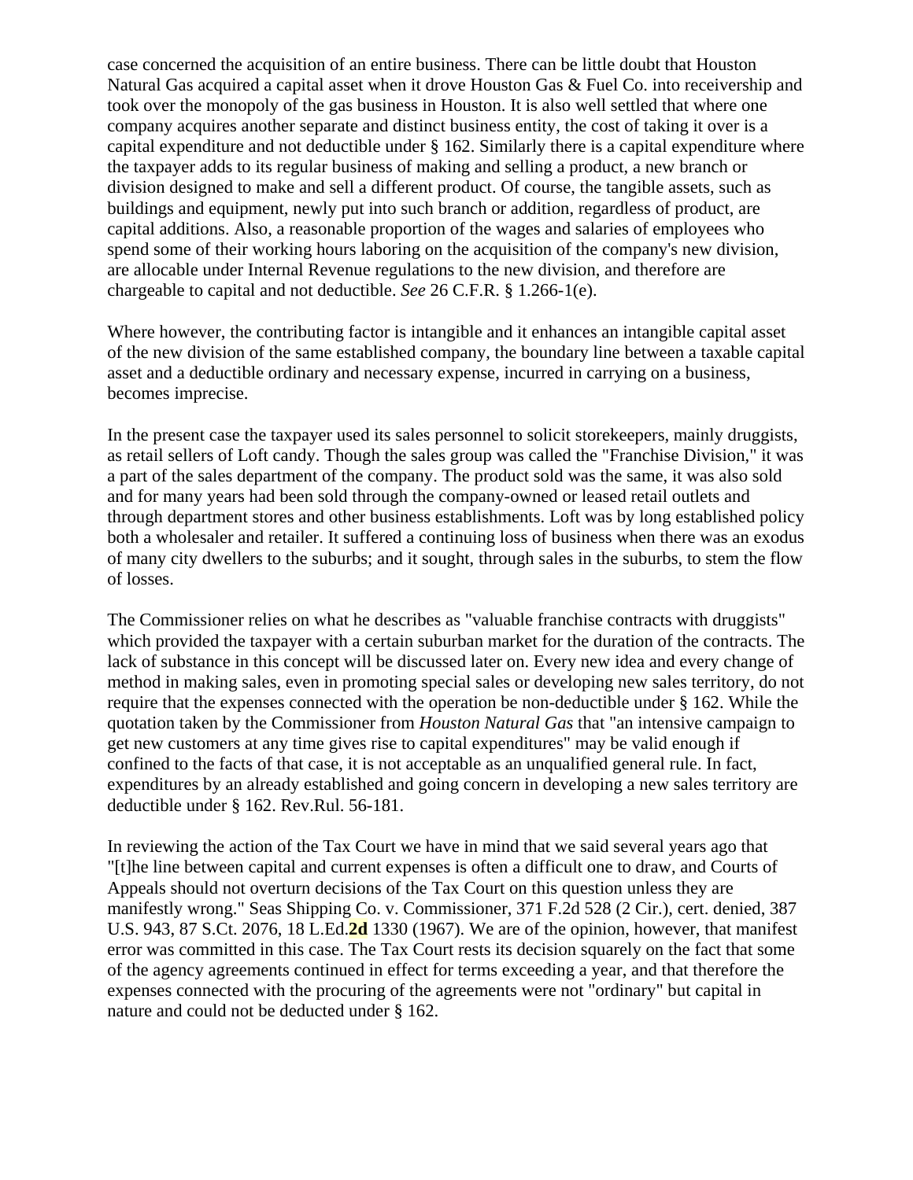case concerned the acquisition of an entire business. There can be little doubt that Houston Natural Gas acquired a capital asset when it drove Houston Gas & Fuel Co. into receivership and took over the monopoly of the gas business in Houston. It is also well settled that where one company acquires another separate and distinct business entity, the cost of taking it over is a capital expenditure and not deductible under § 162. Similarly there is a capital expenditure where the taxpayer adds to its regular business of making and selling a product, a new branch or division designed to make and sell a different product. Of course, the tangible assets, such as buildings and equipment, newly put into such branch or addition, regardless of product, are capital additions. Also, a reasonable proportion of the wages and salaries of employees who spend some of their working hours laboring on the acquisition of the company's new division, are allocable under Internal Revenue regulations to the new division, and therefore are chargeable to capital and not deductible. *See* 26 C.F.R. § 1.266-1(e).

Where however, the contributing factor is intangible and it enhances an intangible capital asset of the new division of the same established company, the boundary line between a taxable capital asset and a deductible ordinary and necessary expense, incurred in carrying on a business, becomes imprecise.

In the present case the taxpayer used its sales personnel to solicit storekeepers, mainly druggists, as retail sellers of Loft candy. Though the sales group was called the "Franchise Division," it was a part of the sales department of the company. The product sold was the same, it was also sold and for many years had been sold through the company-owned or leased retail outlets and through department stores and other business establishments. Loft was by long established policy both a wholesaler and retailer. It suffered a continuing loss of business when there was an exodus of many city dwellers to the suburbs; and it sought, through sales in the suburbs, to stem the flow of losses.

The Commissioner relies on what he describes as "valuable franchise contracts with druggists" which provided the taxpayer with a certain suburban market for the duration of the contracts. The lack of substance in this concept will be discussed later on. Every new idea and every change of method in making sales, even in promoting special sales or developing new sales territory, do not require that the expenses connected with the operation be non-deductible under § 162. While the quotation taken by the Commissioner from *Houston Natural Gas* that "an intensive campaign to get new customers at any time gives rise to capital expenditures" may be valid enough if confined to the facts of that case, it is not acceptable as an unqualified general rule. In fact, expenditures by an already established and going concern in developing a new sales territory are deductible under § 162. Rev.Rul. 56-181.

In reviewing the action of the Tax Court we have in mind that we said several years ago that "[t]he line between capital and current expenses is often a difficult one to draw, and Courts of Appeals should not overturn decisions of the Tax Court on this question unless they are manifestly wrong." Seas Shipping Co. v. Commissioner, 371 F.2d 528 (2 Cir.), cert. denied, 387 U.S. 943, 87 S.Ct. 2076, 18 L.Ed.2d 1330 (1967). We are of the opinion, however, that manifest error was committed in this case. The Tax Court rests its decision squarely on the fact that some of the agency agreements continued in effect for terms exceeding a year, and that therefore the expenses connected with the procuring of the agreements were not "ordinary" but capital in nature and could not be deducted under § 162.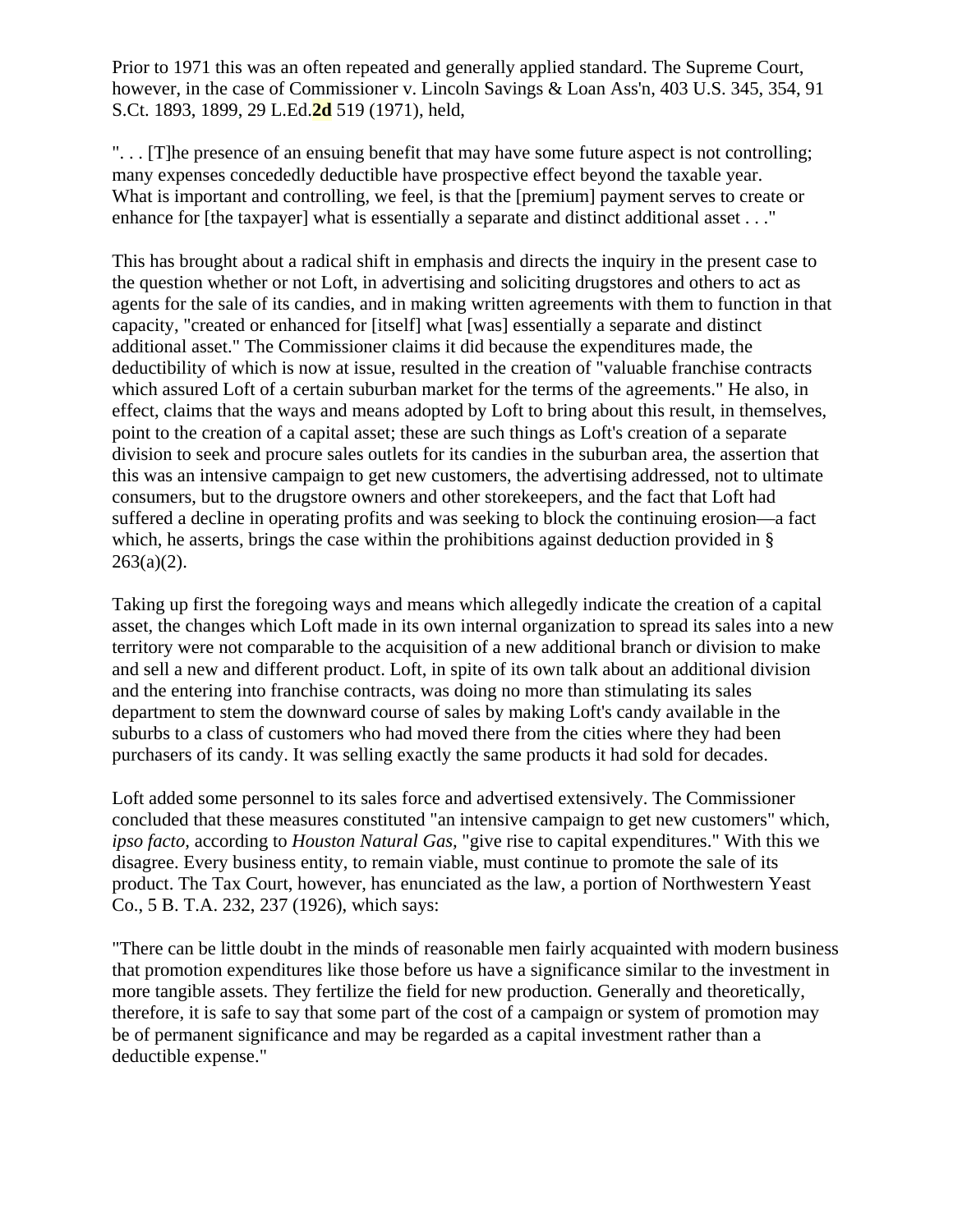Prior to 1971 this was an often repeated and generally applied standard. The Supreme Court, however, in the case of Commissioner v. Lincoln Savings & Loan Ass'n, 403 U.S. 345, 354, 91 S.Ct. 1893, 1899, 29 L.Ed.2d 519 (1971), held,

". . . [T]he presence of an ensuing benefit that may have some future aspect is not controlling; many expenses concededly deductible have prospective effect beyond the taxable year. What is important and controlling, we feel, is that the [premium] payment serves to create or enhance for [the taxpayer] what is essentially a separate and distinct additional asset . . ."

This has brought about a radical shift in emphasis and directs the inquiry in the present case to the question whether or not Loft, in advertising and soliciting drugstores and others to act as agents for the sale of its candies, and in making written agreements with them to function in that capacity, "created or enhanced for [itself] what [was] essentially a separate and distinct additional asset." The Commissioner claims it did because the expenditures made, the deductibility of which is now at issue, resulted in the creation of "valuable franchise contracts which assured Loft of a certain suburban market for the terms of the agreements." He also, in effect, claims that the ways and means adopted by Loft to bring about this result, in themselves, point to the creation of a capital asset; these are such things as Loft's creation of a separate division to seek and procure sales outlets for its candies in the suburban area, the assertion that this was an intensive campaign to get new customers, the advertising addressed, not to ultimate consumers, but to the drugstore owners and other storekeepers, and the fact that Loft had suffered a decline in operating profits and was seeking to block the continuing erosion—a fact which, he asserts, brings the case within the prohibitions against deduction provided in § 263(a)(2).

Taking up first the foregoing ways and means which allegedly indicate the creation of a capital asset, the changes which Loft made in its own internal organization to spread its sales into a new territory were not comparable to the acquisition of a new additional branch or division to make and sell a new and different product. Loft, in spite of its own talk about an additional division and the entering into franchise contracts, was doing no more than stimulating its sales department to stem the downward course of sales by making Loft's candy available in the suburbs to a class of customers who had moved there from the cities where they had been purchasers of its candy. It was selling exactly the same products it had sold for decades.

Loft added some personnel to its sales force and advertised extensively. The Commissioner concluded that these measures constituted "an intensive campaign to get new customers" which, *ipso facto*, according to *Houston Natural Gas*, "give rise to capital expenditures." With this we disagree. Every business entity, to remain viable, must continue to promote the sale of its product. The Tax Court, however, has enunciated as the law, a portion of Northwestern Yeast Co., 5 B. T.A. 232, 237 (1926), which says:

"There can be little doubt in the minds of reasonable men fairly acquainted with modern business that promotion expenditures like those before us have a significance similar to the investment in more tangible assets. They fertilize the field for new production. Generally and theoretically, therefore, it is safe to say that some part of the cost of a campaign or system of promotion may be of permanent significance and may be regarded as a capital investment rather than a deductible expense."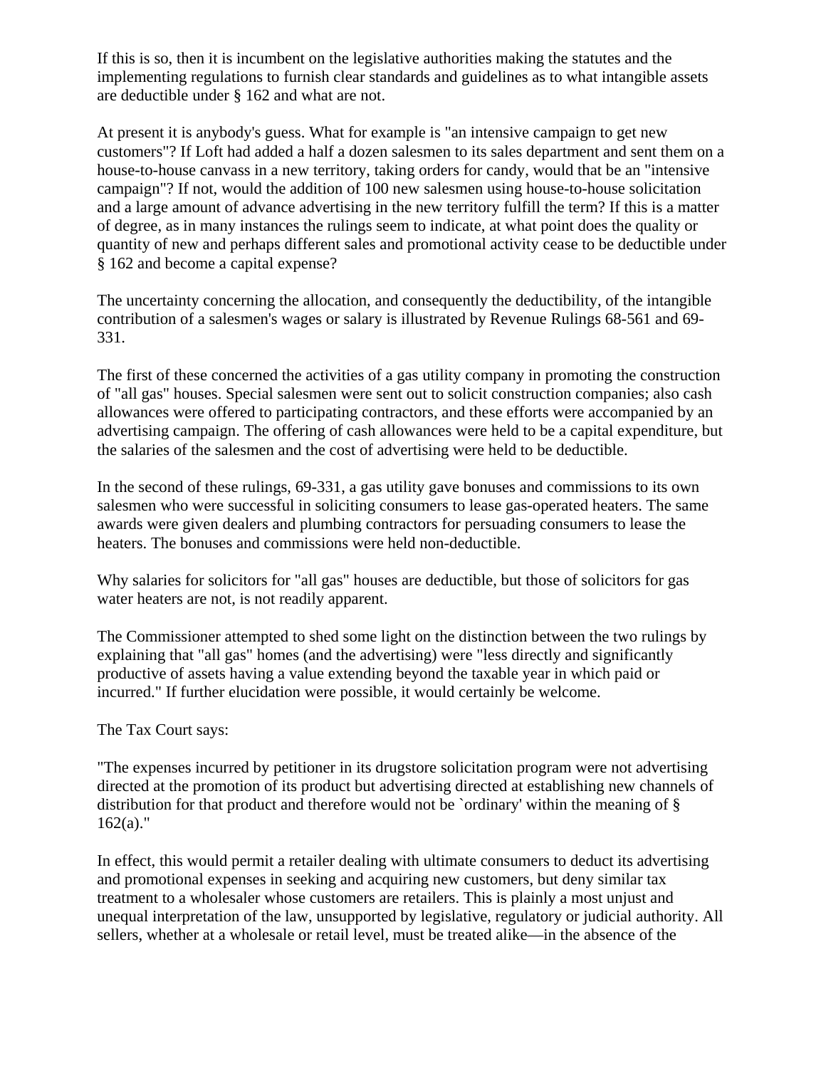If this is so, then it is incumbent on the legislative authorities making the statutes and the implementing regulations to furnish clear standards and guidelines as to what intangible assets are deductible under § 162 and what are not.

At present it is anybody's guess. What for example is "an intensive campaign to get new customers"? If Loft had added a half a dozen salesmen to its sales department and sent them on a house-to-house canvass in a new territory, taking orders for candy, would that be an "intensive campaign"? If not, would the addition of 100 new salesmen using house-to-house solicitation and a large amount of advance advertising in the new territory fulfill the term? If this is a matter of degree, as in many instances the rulings seem to indicate, at what point does the quality or quantity of new and perhaps different sales and promotional activity cease to be deductible under § 162 and become a capital expense?

The uncertainty concerning the allocation, and consequently the deductibility, of the intangible contribution of a salesmen's wages or salary is illustrated by Revenue Rulings 68-561 and 69-331.

The first of these concerned the activities of a gas utility company in promoting the construction of "all gas" houses. Special salesmen were sent out to solicit construction companies; also cash allowances were offered to participating contractors, and these efforts were accompanied by an advertising campaign. The offering of cash allowances were held to be a capital expenditure, but the salaries of the salesmen and the cost of advertising were held to be deductible.

In the second of these rulings, 69-331, a gas utility gave bonuses and commissions to its own salesmen who were successful in soliciting consumers to lease gas-operated heaters. The same awards were given dealers and plumbing contractors for persuading consumers to lease the heaters. The bonuses and commissions were held non-deductible.

Why salaries for solicitors for "all gas" houses are deductible, but those of solicitors for gas water heaters are not, is not readily apparent.

The Commissioner attempted to shed some light on the distinction between the two rulings by explaining that "all gas" homes (and the advertising) were "less directly and significantly productive of assets having a value extending beyond the taxable year in which paid or incurred." If further elucidation were possible, it would certainly be welcome.

The Tax Court says:

"The expenses incurred by petitioner in its drugstore solicitation program were not advertising directed at the promotion of its product but advertising directed at establishing new channels of distribution for that product and therefore would not be `ordinary' within the meaning of § 162(a)."

In effect, this would permit a retailer dealing with ultimate consumers to deduct its advertising and promotional expenses in seeking and acquiring new customers, but deny similar tax treatment to a wholesaler whose customers are retailers. This is plainly a most unjust and unequal interpretation of the law, unsupported by legislative, regulatory or judicial authority. All sellers, whether at a wholesale or retail level, must be treated alike—in the absence of the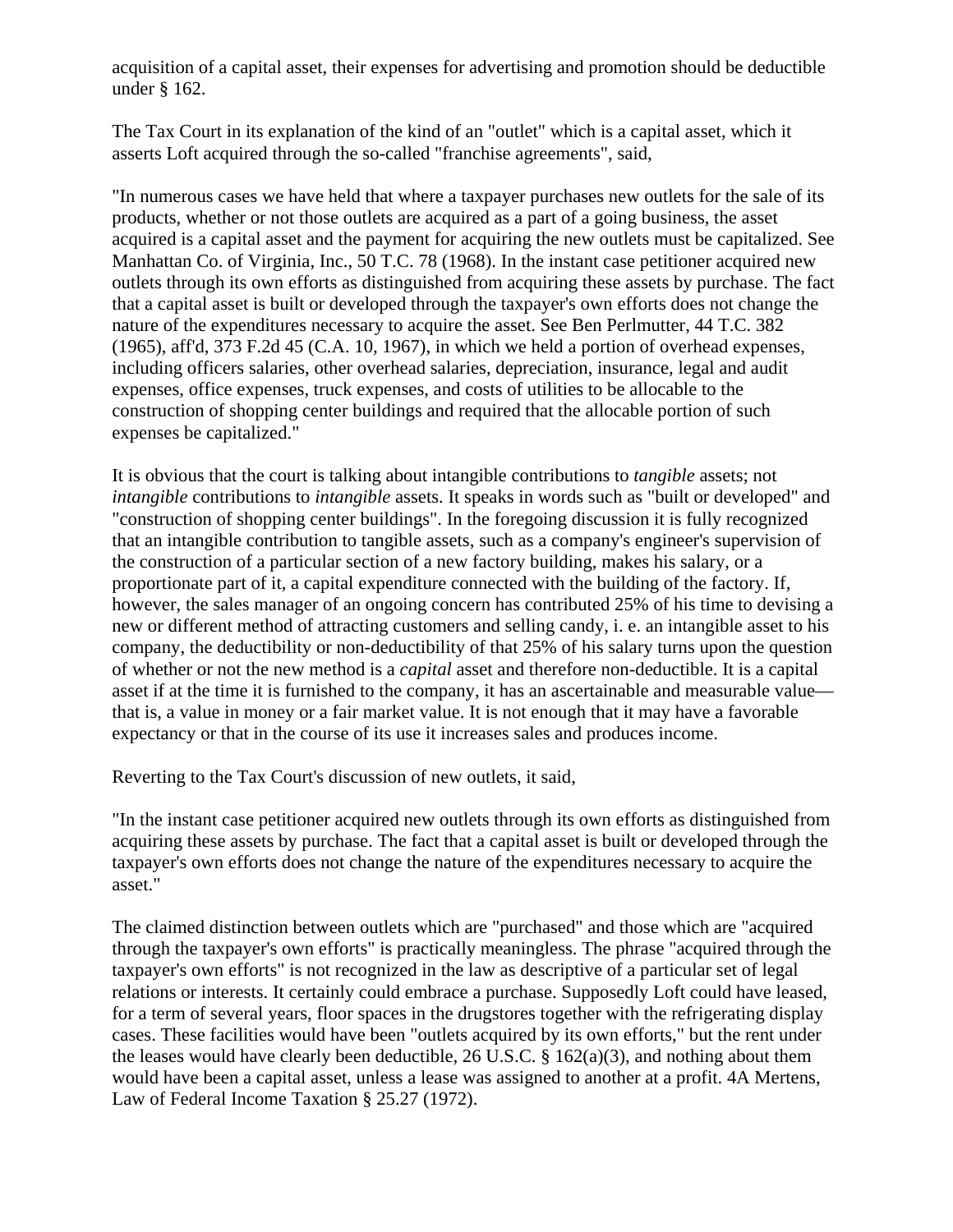acquisition of a capital asset, their expenses for advertising and promotion should be deductible under § 162.

The Tax Court in its explanation of the kind of an "outlet" which is a capital asset, which it asserts Loft acquired through the so-called "franchise agreements", said,

"In numerous cases we have held that where a taxpayer purchases new outlets for the sale of its products, whether or not those outlets are acquired as a part of a going business, the asset acquired is a capital asset and the payment for acquiring the new outlets must be capitalized. See Manhattan Co. of Virginia, Inc., 50 T.C. 78 (1968). In the instant case petitioner acquired new outlets through its own efforts as distinguished from acquiring these assets by purchase. The fact that a capital asset is built or developed through the taxpayer's own efforts does not change the nature of the expenditures necessary to acquire the asset. See Ben Perlmutter, 44 T.C. 382 (1965), aff'd, 373 F.2d 45 (C.A. 10, 1967), in which we held a portion of overhead expenses, including officers salaries, other overhead salaries, depreciation, insurance, legal and audit expenses, office expenses, truck expenses, and costs of utilities to be allocable to the construction of shopping center buildings and required that the allocable portion of such expenses be capitalized."

It is obvious that the court is talking about intangible contributions to *tangible* assets; not *intangible* contributions to *intangible* assets. It speaks in words such as "built or developed" and "construction of shopping center buildings". In the foregoing discussion it is fully recognized that an intangible contribution to tangible assets, such as a company's engineer's supervision of the construction of a particular section of a new factory building, makes his salary, or a proportionate part of it, a capital expenditure connected with the building of the factory. If, however, the sales manager of an ongoing concern has contributed 25% of his time to devising a new or different method of attracting customers and selling candy, i. e. an intangible asset to his company, the deductibility or non-deductibility of that 25% of his salary turns upon the question of whether or not the new method is a *capital* asset and therefore non-deductible. It is a capital asset if at the time it is furnished to the company, it has an ascertainable and measurable value—that is, a value in money or a fair market value. It is not enough that it may have a favorable expectancy or that in the course of its use it increases sales and produces income.

Reverting to the Tax Court's discussion of new outlets, it said,

"In the instant case petitioner acquired new outlets through its own efforts as distinguished from acquiring these assets by purchase. The fact that a capital asset is built or developed through the taxpayer's own efforts does not change the nature of the expenditures necessary to acquire the asset."

The claimed distinction between outlets which are "purchased" and those which are "acquired through the taxpayer's own efforts" is practically meaningless. The phrase "acquired through the taxpayer's own efforts" is not recognized in the law as descriptive of a particular set of legal relations or interests. It certainly could embrace a purchase. Supposedly Loft could have leased, for a term of several years, floor spaces in the drugstores together with the refrigerating display cases. These facilities would have been "outlets acquired by its own efforts," but the rent under the leases would have clearly been deductible, 26 U.S.C. § 162(a)(3), and nothing about them would have been a capital asset, unless a lease was assigned to another at a profit. 4A Mertens, Law of Federal Income Taxation § 25.27 (1972).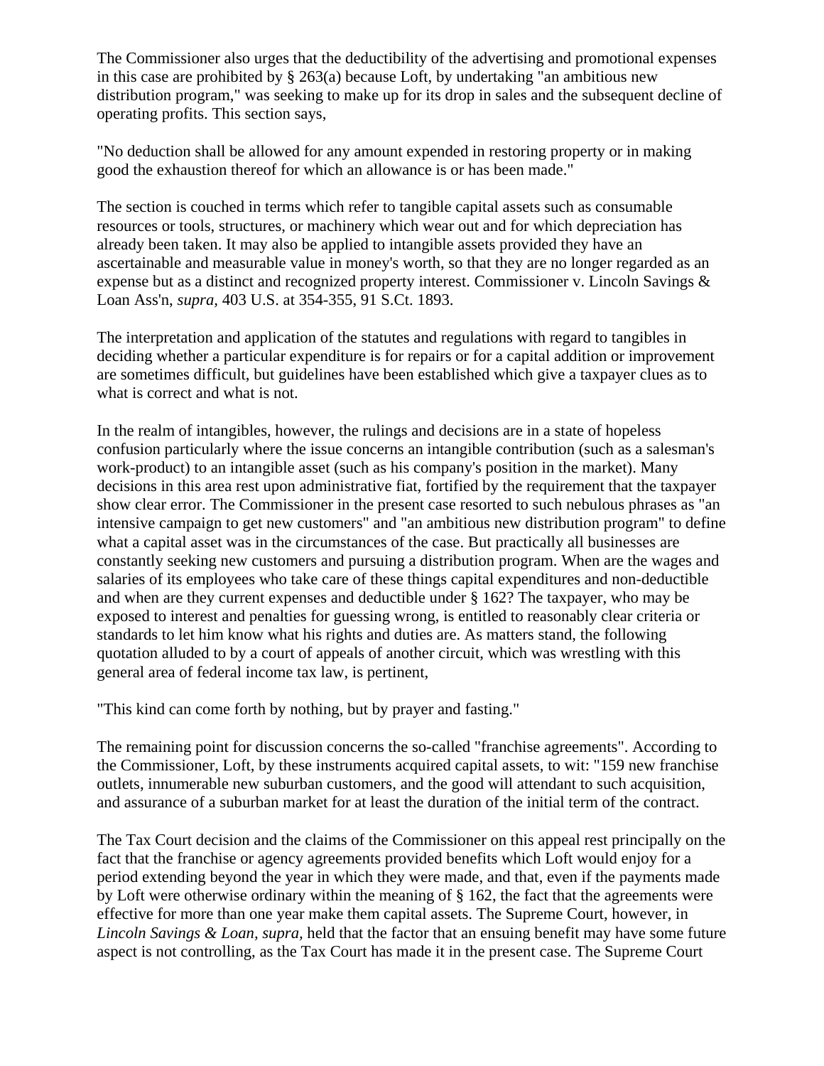The Commissioner also urges that the deductibility of the advertising and promotional expenses in this case are prohibited by § 263(a) because Loft, by undertaking "an ambitious new distribution program," was seeking to make up for its drop in sales and the subsequent decline of operating profits. This section says,

"No deduction shall be allowed for any amount expended in restoring property or in making good the exhaustion thereof for which an allowance is or has been made."

The section is couched in terms which refer to tangible capital assets such as consumable resources or tools, structures, or machinery which wear out and for which depreciation has already been taken. It may also be applied to intangible assets provided they have an ascertainable and measurable value in money's worth, so that they are no longer regarded as an expense but as a distinct and recognized property interest. Commissioner v. Lincoln Savings & Loan Ass'n, *supra,* 403 U.S. at 354-355, 91 S.Ct. 1893.

The interpretation and application of the statutes and regulations with regard to tangibles in deciding whether a particular expenditure is for repairs or for a capital addition or improvement are sometimes difficult, but guidelines have been established which give a taxpayer clues as to what is correct and what is not.

In the realm of intangibles, however, the rulings and decisions are in a state of hopeless confusion particularly where the issue concerns an intangible contribution (such as a salesman's work-product) to an intangible asset (such as his company's position in the market). Many decisions in this area rest upon administrative fiat, fortified by the requirement that the taxpayer show clear error. The Commissioner in the present case resorted to such nebulous phrases as "an intensive campaign to get new customers" and "an ambitious new distribution program" to define what a capital asset was in the circumstances of the case. But practically all businesses are constantly seeking new customers and pursuing a distribution program. When are the wages and salaries of its employees who take care of these things capital expenditures and non-deductible and when are they current expenses and deductible under § 162? The taxpayer, who may be exposed to interest and penalties for guessing wrong, is entitled to reasonably clear criteria or standards to let him know what his rights and duties are. As matters stand, the following quotation alluded to by a court of appeals of another circuit, which was wrestling with this general area of federal income tax law, is pertinent,

"This kind can come forth by nothing, but by prayer and fasting."

The remaining point for discussion concerns the so-called "franchise agreements". According to the Commissioner, Loft, by these instruments acquired capital assets, to wit: "159 new franchise outlets, innumerable new suburban customers, and the good will attendant to such acquisition, and assurance of a suburban market for at least the duration of the initial term of the contract.

The Tax Court decision and the claims of the Commissioner on this appeal rest principally on the fact that the franchise or agency agreements provided benefits which Loft would enjoy for a period extending beyond the year in which they were made, and that, even if the payments made by Loft were otherwise ordinary within the meaning of § 162, the fact that the agreements were effective for more than one year make them capital assets. The Supreme Court, however, in *Lincoln Savings & Loan, supra,* held that the factor that an ensuing benefit may have some future aspect is not controlling, as the Tax Court has made it in the present case. The Supreme Court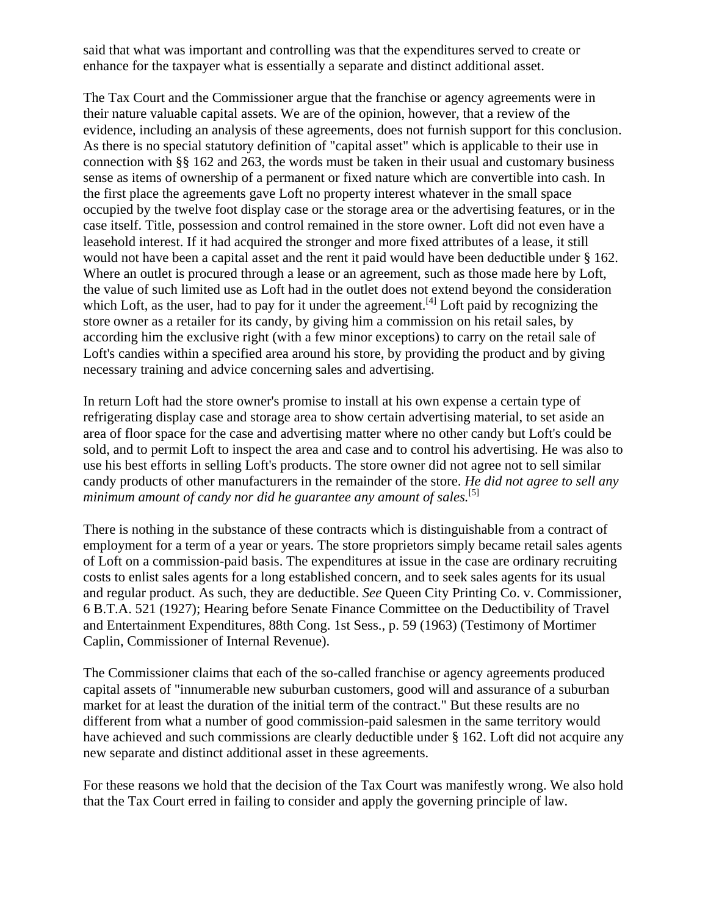said that what was important and controlling was that the expenditures served to create or enhance for the taxpayer what is essentially a separate and distinct additional asset.

The Tax Court and the Commissioner argue that the franchise or agency agreements were in their nature valuable capital assets. We are of the opinion, however, that a review of the evidence, including an analysis of these agreements, does not furnish support for this conclusion. As there is no special statutory definition of "capital asset" which is applicable to their use in connection with §§ 162 and 263, the words must be taken in their usual and customary business sense as items of ownership of a permanent or fixed nature which are convertible into cash. In the first place the agreements gave Loft no property interest whatever in the small space occupied by the twelve foot display case or the storage area or the advertising features, or in the case itself. Title, possession and control remained in the store owner. Loft did not even have a leasehold interest. If it had acquired the stronger and more fixed attributes of a lease, it still would not have been a capital asset and the rent it paid would have been deductible under § 162. Where an outlet is procured through a lease or an agreement, such as those made here by Loft, the value of such limited use as Loft had in the outlet does not extend beyond the consideration which Loft, as the user, had to pay for it under the agreement.[4] Loft paid by recognizing the store owner as a retailer for its candy, by giving him a commission on his retail sales, by according him the exclusive right (with a few minor exceptions) to carry on the retail sale of Loft's candies within a specified area around his store, by providing the product and by giving necessary training and advice concerning sales and advertising.

In return Loft had the store owner's promise to install at his own expense a certain type of refrigerating display case and storage area to show certain advertising material, to set aside an area of floor space for the case and advertising matter where no other candy but Loft's could be sold, and to permit Loft to inspect the area and case and to control his advertising. He was also to use his best efforts in selling Loft's products. The store owner did not agree not to sell similar candy products of other manufacturers in the remainder of the store. *He did not agree to sell any minimum amount of candy nor did he guarantee any amount of sales.*[5]

There is nothing in the substance of these contracts which is distinguishable from a contract of employment for a term of a year or years. The store proprietors simply became retail sales agents of Loft on a commission-paid basis. The expenditures at issue in the case are ordinary recruiting costs to enlist sales agents for a long established concern, and to seek sales agents for its usual and regular product. As such, they are deductible. *See* Queen City Printing Co. v. Commissioner, 6 B.T.A. 521 (1927); Hearing before Senate Finance Committee on the Deductibility of Travel and Entertainment Expenditures, 88th Cong. 1st Sess., p. 59 (1963) (Testimony of Mortimer Caplin, Commissioner of Internal Revenue).

The Commissioner claims that each of the so-called franchise or agency agreements produced capital assets of "innumerable new suburban customers, good will and assurance of a suburban market for at least the duration of the initial term of the contract." But these results are no different from what a number of good commission-paid salesmen in the same territory would have achieved and such commissions are clearly deductible under § 162. Loft did not acquire any new separate and distinct additional asset in these agreements.

For these reasons we hold that the decision of the Tax Court was manifestly wrong. We also hold that the Tax Court erred in failing to consider and apply the governing principle of law.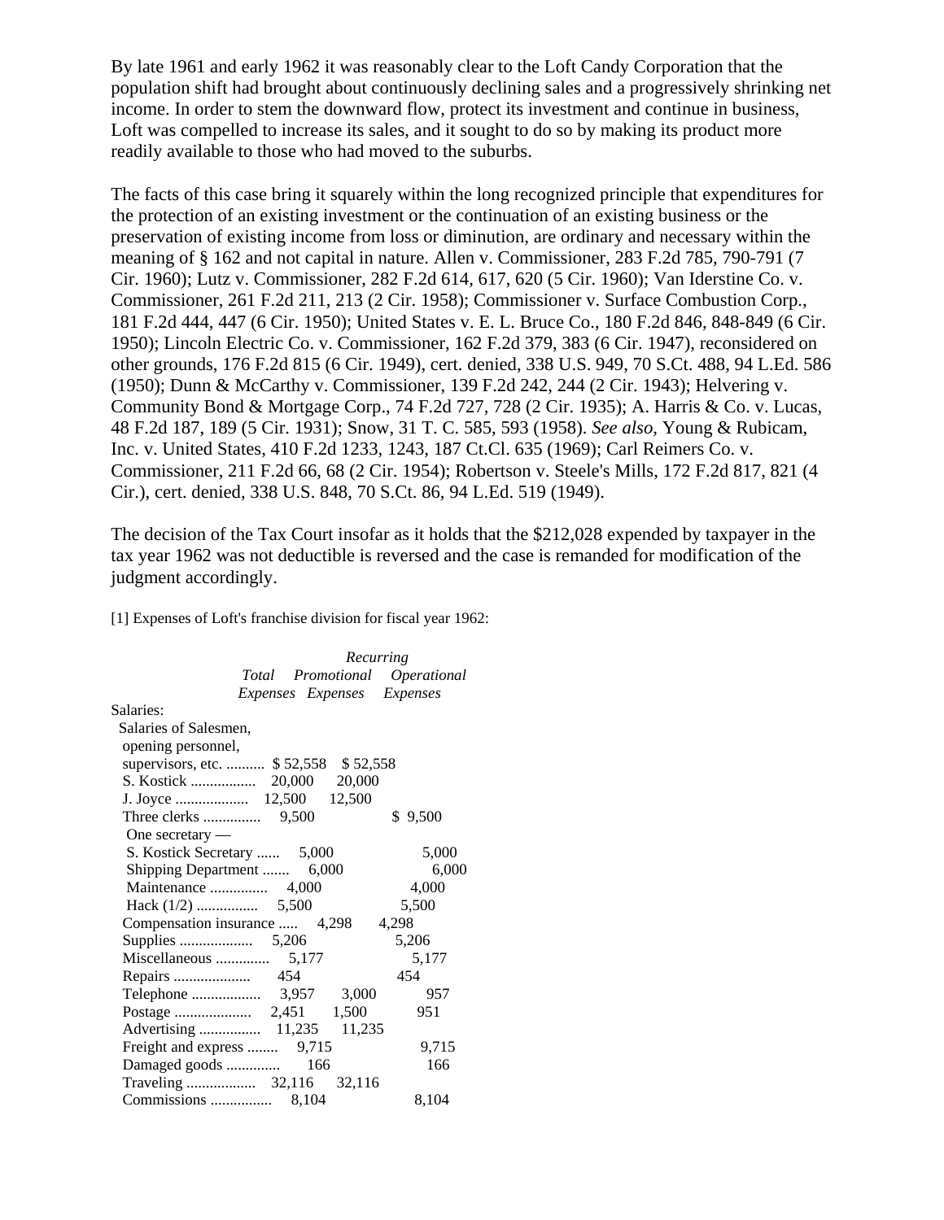By late 1961 and early 1962 it was reasonably clear to the Loft Candy Corporation that the population shift had brought about continuously declining sales and a progressively shrinking net income. In order to stem the downward flow, protect its investment and continue in business, Loft was compelled to increase its sales, and it sought to do so by making its product more readily available to those who had moved to the suburbs.

The facts of this case bring it squarely within the long recognized principle that expenditures for the protection of an existing investment or the continuation of an existing business or the preservation of existing income from loss or diminution, are ordinary and necessary within the meaning of § 162 and not capital in nature. Allen v. Commissioner, 283 F.2d 785, 790-791 (7 Cir. 1960); Lutz v. Commissioner, 282 F.2d 614, 617, 620 (5 Cir. 1960); Van Iderstine Co. v. Commissioner, 261 F.2d 211, 213 (2 Cir. 1958); Commissioner v. Surface Combustion Corp., 181 F.2d 444, 447 (6 Cir. 1950); United States v. E. L. Bruce Co., 180 F.2d 846, 848-849 (6 Cir. 1950); Lincoln Electric Co. v. Commissioner, 162 F.2d 379, 383 (6 Cir. 1947), reconsidered on other grounds, 176 F.2d 815 (6 Cir. 1949), cert. denied, 338 U.S. 949, 70 S.Ct. 488, 94 L.Ed. 586 (1950); Dunn & McCarthy v. Commissioner, 139 F.2d 242, 244 (2 Cir. 1943); Helvering v. Community Bond & Mortgage Corp., 74 F.2d 727, 728 (2 Cir. 1935); A. Harris & Co. v. Lucas, 48 F.2d 187, 189 (5 Cir. 1931); Snow, 31 T. C. 585, 593 (1958). *See also,* Young & Rubicam, Inc. v. United States, 410 F.2d 1233, 1243, 187 Ct.Cl. 635 (1969); Carl Reimers Co. v. Commissioner, 211 F.2d 66, 68 (2 Cir. 1954); Robertson v. Steele's Mills, 172 F.2d 817, 821 (4 Cir.), cert. denied, 338 U.S. 848, 70 S.Ct. 86, 94 L.Ed. 519 (1949).

The decision of the Tax Court insofar as it holds that the $212,028 expended by taxpayer in the tax year 1962 was not deductible is reversed and the case is remanded for modification of the judgment accordingly.

[1] Expenses of Loft's franchise division for fiscal year 1962:

| | *Total Expenses* | *Promotional Expenses* | *Recurring Operational Expenses* |
|---|---|---|---|
| Salaries: | | | |
| Salaries of Salesmen, opening personnel, supervisors, etc. .......... | $ 52,558 | $ 52,558 | |
| S. Kostick ................. | 20,000 | 20,000 | |
| J. Joyce ................... | 12,500 | 12,500 | |
| Three clerks ............... | 9,500 | | $ 9,500 |
| One secretary — | | | |
| S. Kostick Secretary ...... | 5,000 | | 5,000 |
| Shipping Department ....... | 6,000 | | 6,000 |
| Maintenance .............. | 4,000 | | 4,000 |
| Hack (1/2) ................ | 5,500 | | 5,500 |
| Compensation insurance ..... | 4,298 | 4,298 | |
| Supplies ................... | 5,206 | | 5,206 |
| Miscellaneous .............. | 5,177 | | 5,177 |
| Repairs .................... | 454 | | 454 |
| Telephone .................. | 3,957 | 3,000 | 957 |
| Postage .................... | 2,451 | 1,500 | 951 |
| Advertising ................ | 11,235 | 11,235 | |
| Freight and express ........ | 9,715 | | 9,715 |
| Damaged goods ............. | 166 | | 166 |
| Traveling .................. | 32,116 | 32,116 | |
| Commissions ................ | 8,104 | | 8,104 |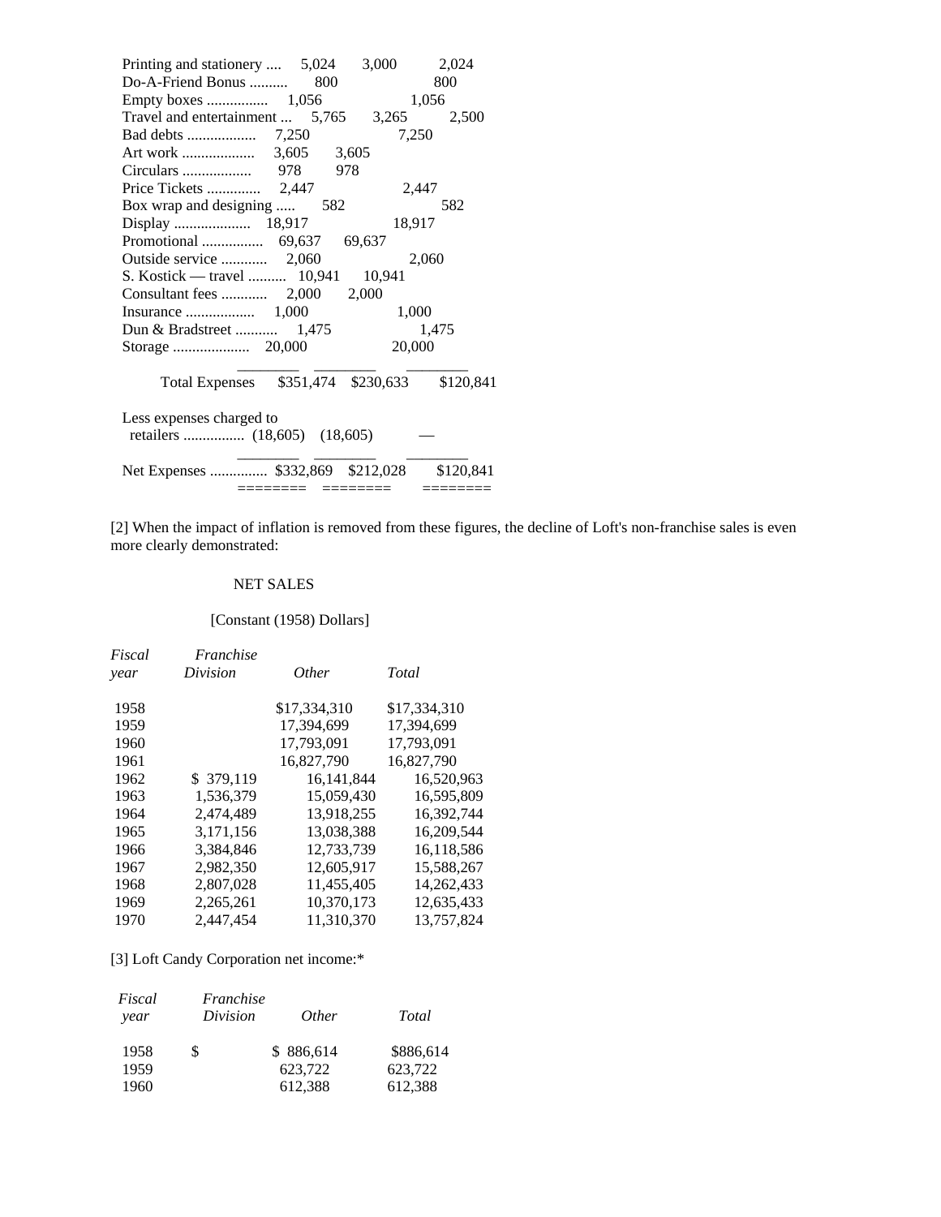| | | | |
|---|---|---|---|
| Printing and stationery .... | 5,024 | 3,000 | 2,024 |
| Do-A-Friend Bonus .......... | 800 | | 800 |
| Empty boxes ................ | 1,056 | | 1,056 |
| Travel and entertainment ... | 5,765 | 3,265 | 2,500 |
| Bad debts .................. | 7,250 | | 7,250 |
| Art work ................... | 3,605 | 3,605 | |
| Circulars .................. | 978 | 978 | |
| Price Tickets ............. | 2,447 | | 2,447 |
| Box wrap and designing ..... | 582 | | 582 |
| Display .................... | 18,917 | | 18,917 |
| Promotional ................ | 69,637 | 69,637 | |
| Outside service ............ | 2,060 | | 2,060 |
| S. Kostick — travel .......... | 10,941 | 10,941 | |
| Consultant fees ............ | 2,000 | 2,000 | |
| Insurance .................. | 1,000 | | 1,000 |
| Dun & Bradstreet ........... | 1,475 | | 1,475 |
| Storage .................... | 20,000 | | 20,000 |
| Total Expenses | $351,474 | $230,633 | $120,841 |
| Less expenses charged to retailers ................ | (18,605) | (18,605) | — |
| Net Expenses ............... | $332,869 | $212,028 | $120,841 |

[2] When the impact of inflation is removed from these figures, the decline of Loft's non-franchise sales is even more clearly demonstrated:

NET SALES

[Constant (1958) Dollars]

| *Fiscal year* | *Franchise Division* | *Other* | *Total* |
|---|---|---|---|
| 1958 | | $17,334,310 | $17,334,310 |
| 1959 | | 17,394,699 | 17,394,699 |
| 1960 | | 17,793,091 | 17,793,091 |
| 1961 | | 16,827,790 | 16,827,790 |
| 1962 | $ 379,119 | 16,141,844 | 16,520,963 |
| 1963 | 1,536,379 | 15,059,430 | 16,595,809 |
| 1964 | 2,474,489 | 13,918,255 | 16,392,744 |
| 1965 | 3,171,156 | 13,038,388 | 16,209,544 |
| 1966 | 3,384,846 | 12,733,739 | 16,118,586 |
| 1967 | 2,982,350 | 12,605,917 | 15,588,267 |
| 1968 | 2,807,028 | 11,455,405 | 14,262,433 |
| 1969 | 2,265,261 | 10,370,173 | 12,635,433 |
| 1970 | 2,447,454 | 11,310,370 | 13,757,824 |

[3] Loft Candy Corporation net income:*

| *Fiscal year* | *Franchise Division* | *Other* | *Total* |
|---|---|---|---|
| 1958 | $ | $ 886,614 | $886,614 |
| 1959 | | 623,722 | 623,722 |
| 1960 | | 612,388 | 612,388 |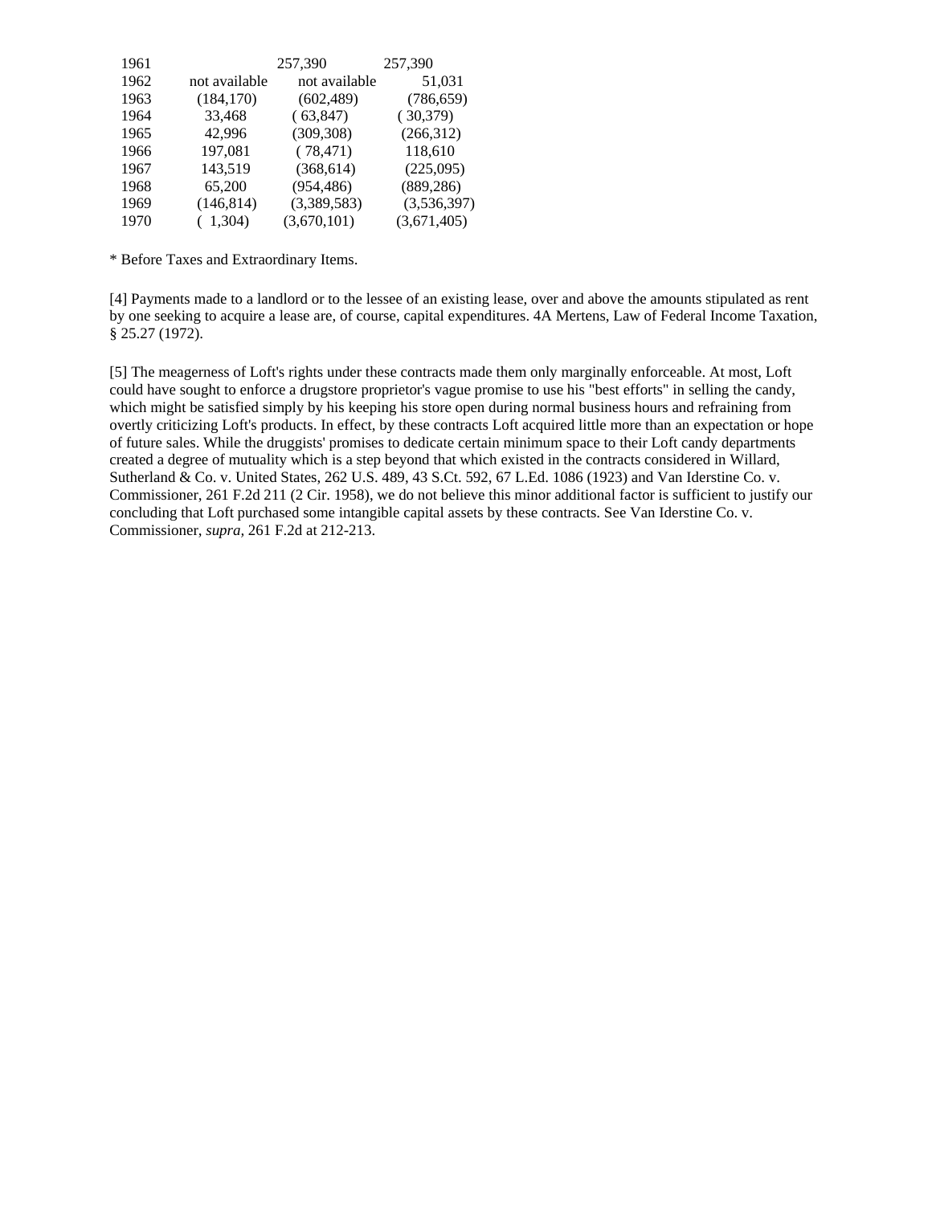| | | | |
|---|---|---|---|
| 1961 | | 257,390 | 257,390 |
| 1962 | not available | not available | 51,031 |
| 1963 | (184,170) | (602,489) | (786,659) |
| 1964 | 33,468 | ( 63,847) | ( 30,379) |
| 1965 | 42,996 | (309,308) | (266,312) |
| 1966 | 197,081 | ( 78,471) | 118,610 |
| 1967 | 143,519 | (368,614) | (225,095) |
| 1968 | 65,200 | (954,486) | (889,286) |
| 1969 | (146,814) | (3,389,583) | (3,536,397) |
| 1970 | ( 1,304) | (3,670,101) | (3,671,405) |

* Before Taxes and Extraordinary Items.

[4] Payments made to a landlord or to the lessee of an existing lease, over and above the amounts stipulated as rent by one seeking to acquire a lease are, of course, capital expenditures. 4A Mertens, Law of Federal Income Taxation, § 25.27 (1972).

[5] The meagerness of Loft's rights under these contracts made them only marginally enforceable. At most, Loft could have sought to enforce a drugstore proprietor's vague promise to use his "best efforts" in selling the candy, which might be satisfied simply by his keeping his store open during normal business hours and refraining from overtly criticizing Loft's products. In effect, by these contracts Loft acquired little more than an expectation or hope of future sales. While the druggists' promises to dedicate certain minimum space to their Loft candy departments created a degree of mutuality which is a step beyond that which existed in the contracts considered in Willard, Sutherland & Co. v. United States, 262 U.S. 489, 43 S.Ct. 592, 67 L.Ed. 1086 (1923) and Van Iderstine Co. v. Commissioner, 261 F.2d 211 (2 Cir. 1958), we do not believe this minor additional factor is sufficient to justify our concluding that Loft purchased some intangible capital assets by these contracts. See Van Iderstine Co. v. Commissioner, *supra,* 261 F.2d at 212-213.